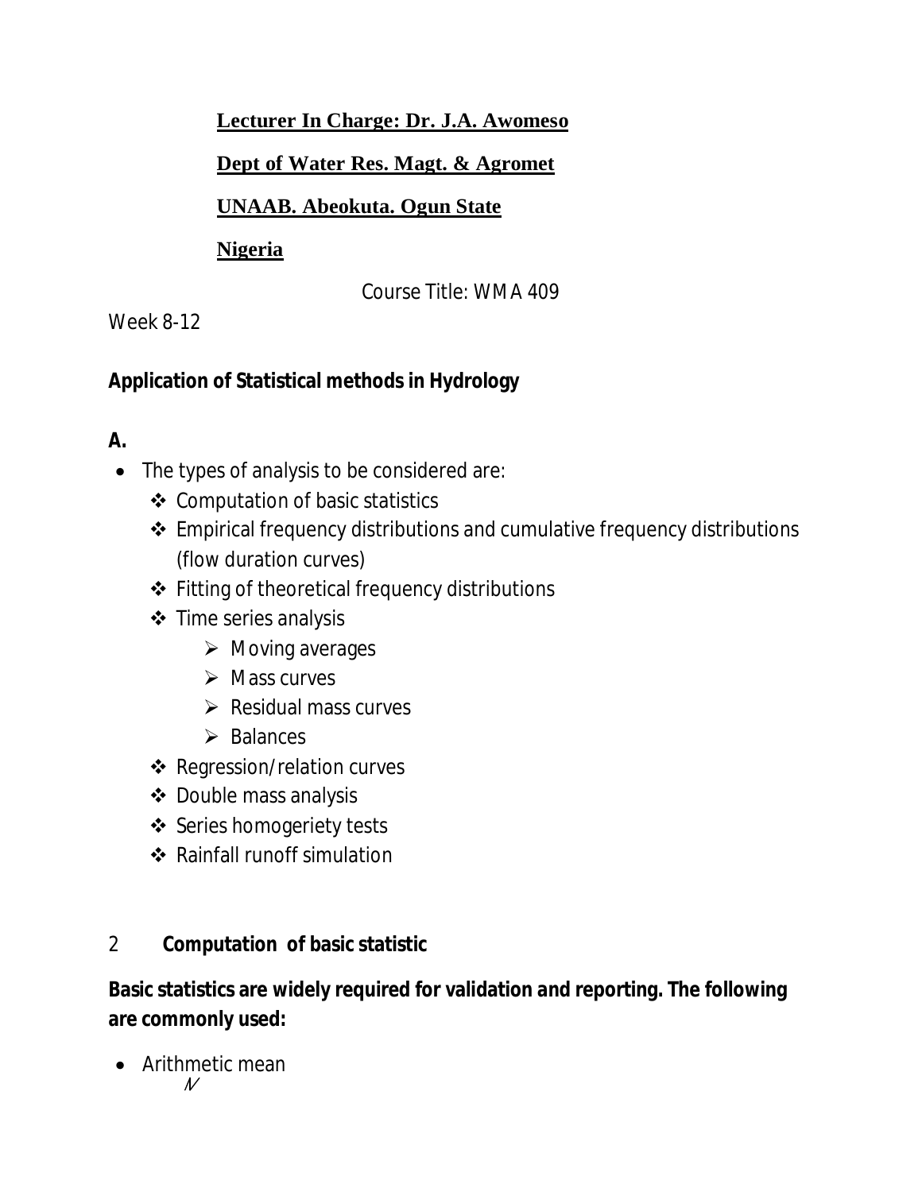**Lecturer In Charge: Dr. J.A. Awomeso**

**Dept of Water Res. Magt. & Agromet**

**UNAAB. Abeokuta. Ogun State**

**Nigeria**

Course Title: WMA 409

Week 8-12

**Application of Statistical methods in Hydrology**

**A.**

- The types of analysis to be considered are:
  - Computation of basic statistics
  - Empirical frequency distributions and cumulative frequency distributions (flow duration curves)
  - Fitting of theoretical frequency distributions
  - Time series analysis
    - Moving averages
    - Mass curves
    - Residual mass curves
    - Balances
  - Regression/relation curves
  - Double mass analysis
  - Series homogeriety tests
  - Rainfall runoff simulation

2 **Computation of basic statistic**

**Basic statistics are widely required for validation and reporting. The following are commonly used:**

- Arithmetic mean

$N$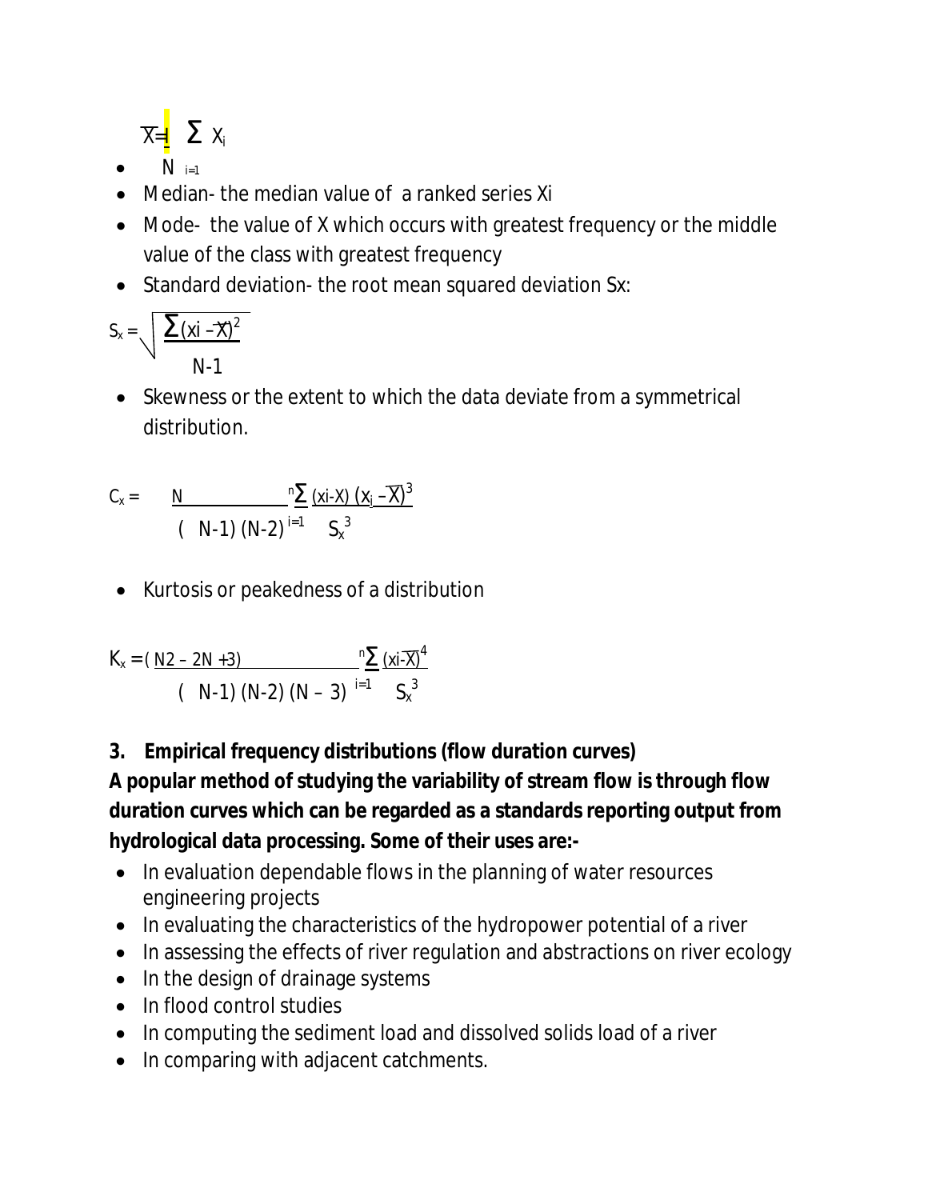- $$\overline{X} = \frac{1}{N} \sum_{i=1} X_i$$
- Median- the median value of a ranked series Xi
- Mode- the value of X which occurs with greatest frequency or the middle value of the class with greatest frequency
- Standard deviation- the root mean squared deviation Sx:

$$S_x = \sqrt{\frac{\sum (xi - \overline{X})^2}{N-1}}$$

- Skewness or the extent to which the data deviate from a symmetrical distribution.

$$C_x = \frac{N}{(N-1)(N-2)} \sum_{i=1}^{n} \frac{(xi-X)\,(x_j - \overline{X})^3}{S_x^3}$$

- Kurtosis or peakedness of a distribution

$$K_x = \frac{(N2 - 2N + 3)}{(N-1)(N-2)(N-3)} \sum_{i=1}^{n} \frac{(xi-\overline{X})^4}{S_x^3}$$

**3. Empirical frequency distributions (flow duration curves)**

**A popular method of studying the variability of stream flow is through flow duration curves which can be regarded as a standards reporting output from hydrological data processing. Some of their uses are:-**

- In evaluation dependable flows in the planning of water resources engineering projects
- In evaluating the characteristics of the hydropower potential of a river
- In assessing the effects of river regulation and abstractions on river ecology
- In the design of drainage systems
- In flood control studies
- In computing the sediment load and dissolved solids load of a river
- In comparing with adjacent catchments.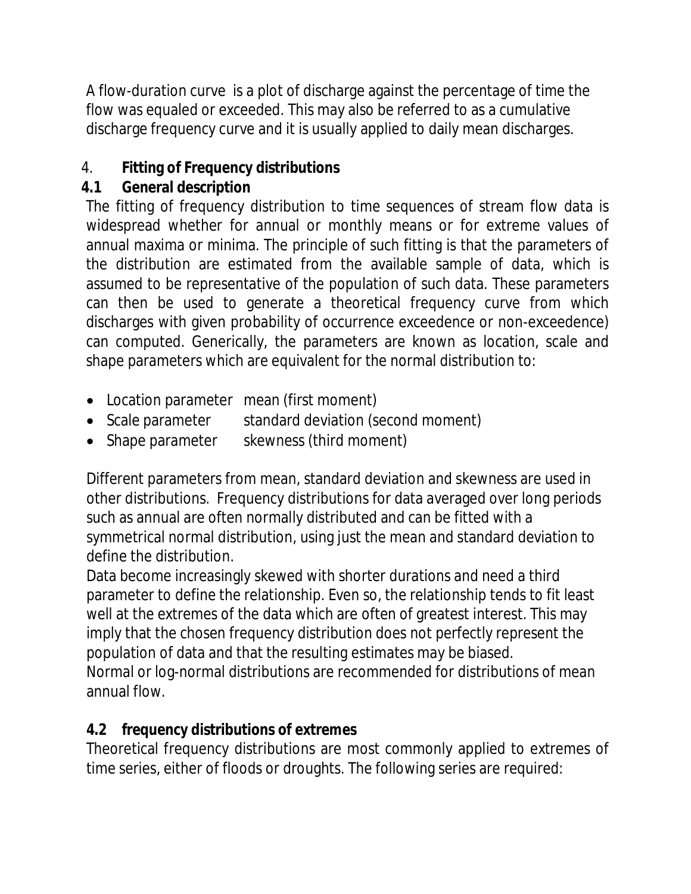A flow-duration curve  is a plot of discharge against the percentage of time the flow was equaled or exceeded. This may also be referred to as a cumulative discharge frequency curve and it is usually applied to daily mean discharges.

## 4. Fitting of Frequency distributions

### 4.1 General description

The fitting of frequency distribution to time sequences of stream flow data is widespread whether for annual or monthly means or for extreme values of annual maxima or minima. The principle of such fitting is that the parameters of the distribution are estimated from the available sample of data, which is assumed to be representative of the population of such data. These parameters can then be used to generate a theoretical frequency curve from which discharges with given probability of occurrence exceedence or non-exceedence) can computed. Generically, the parameters are known as location, scale and shape parameters which are equivalent for the normal distribution to:

- Location parameter   mean (first moment)
- Scale parameter   standard deviation (second moment)
- Shape parameter   skewness (third moment)

Different parameters from mean, standard deviation and skewness are used in other distributions.  Frequency distributions for data averaged over long periods such as annual are often normally distributed and can be fitted with a symmetrical normal distribution, using just the mean and standard deviation to define the distribution.

Data become increasingly skewed with shorter durations and need a third parameter to define the relationship. Even so, the relationship tends to fit least well at the extremes of the data which are often of greatest interest. This may imply that the chosen frequency distribution does not perfectly represent the population of data and that the resulting estimates may be biased.

Normal or log-normal distributions are recommended for distributions of mean annual flow.

### 4.2 frequency distributions of extremes

Theoretical frequency distributions are most commonly applied to extremes of time series, either of floods or droughts. The following series are required: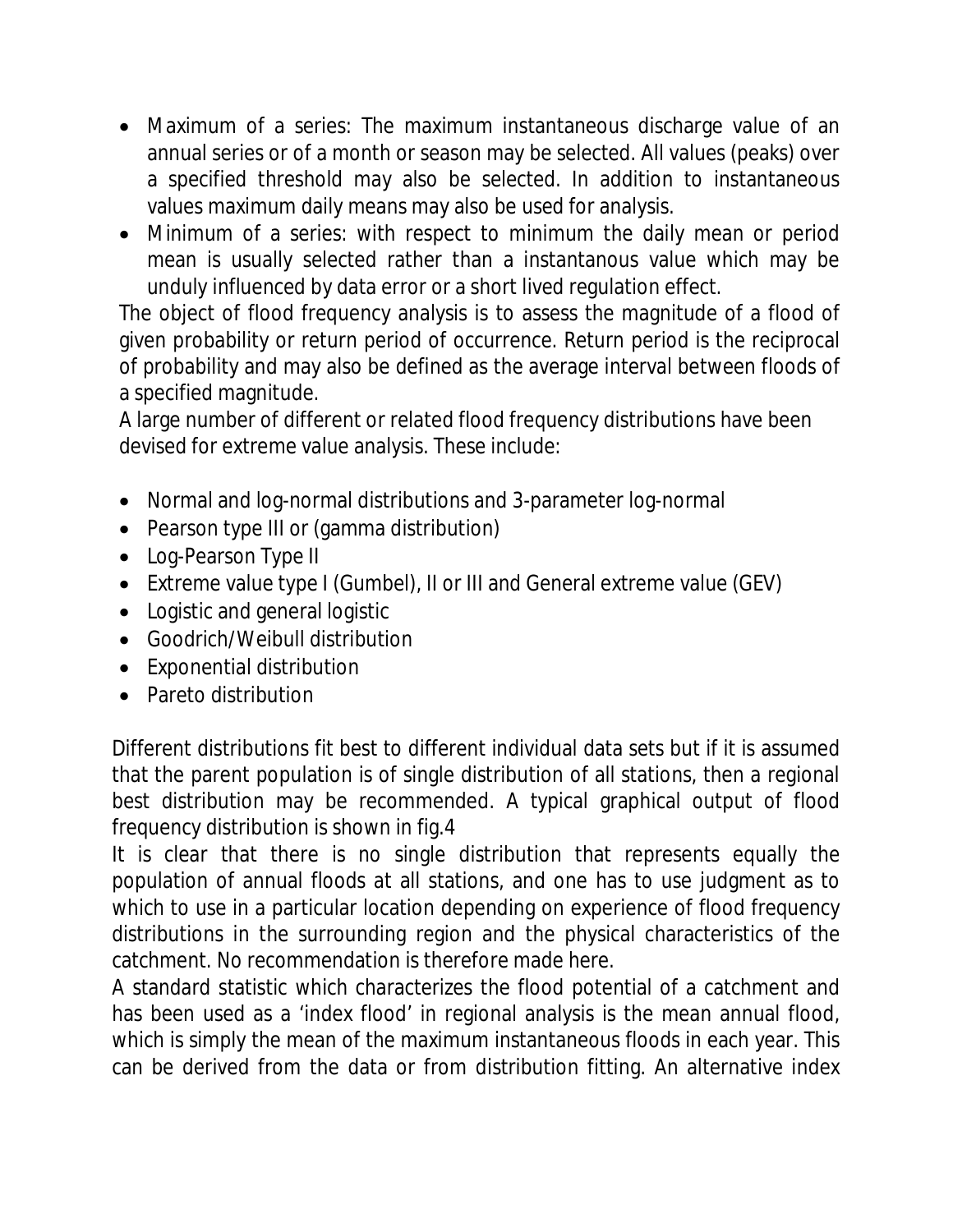- Maximum of a series: The maximum instantaneous discharge value of an annual series or of a month or season may be selected. All values (peaks) over a specified threshold may also be selected. In addition to instantaneous values maximum daily means may also be used for analysis.
- Minimum of a series: with respect to minimum the daily mean or period mean is usually selected rather than a instantanous value which may be unduly influenced by data error or a short lived regulation effect.

The object of flood frequency analysis is to assess the magnitude of a flood of given probability or return period of occurrence. Return period is the reciprocal of probability and may also be defined as the average interval between floods of a specified magnitude.

A large number of different or related flood frequency distributions have been devised for extreme value analysis. These include:

- Normal and log-normal distributions and 3-parameter log-normal
- Pearson type III or (gamma distribution)
- Log-Pearson Type II
- Extreme value type I (Gumbel), II or III and General extreme value (GEV)
- Logistic and general logistic
- Goodrich/Weibull distribution
- Exponential distribution
- Pareto distribution

Different distributions fit best to different individual data sets but if it is assumed that the parent population is of single distribution of all stations, then a regional best distribution may be recommended. A typical graphical output of flood frequency distribution is shown in fig.4

It is clear that there is no single distribution that represents equally the population of annual floods at all stations, and one has to use judgment as to which to use in a particular location depending on experience of flood frequency distributions in the surrounding region and the physical characteristics of the catchment. No recommendation is therefore made here.

A standard statistic which characterizes the flood potential of a catchment and has been used as a 'index flood' in regional analysis is the mean annual flood, which is simply the mean of the maximum instantaneous floods in each year. This can be derived from the data or from distribution fitting. An alternative index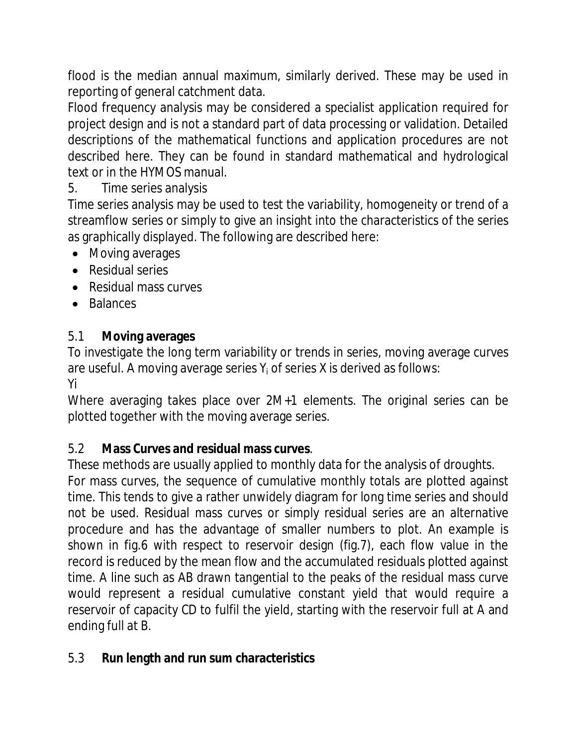flood is the median annual maximum, similarly derived. These may be used in reporting of general catchment data.

Flood frequency analysis may be considered a specialist application required for project design and is not a standard part of data processing or validation. Detailed descriptions of the mathematical functions and application procedures are not described here. They can be found in standard mathematical and hydrological text or in the HYMOS manual.

## 5. Time series analysis

Time series analysis may be used to test the variability, homogeneity or trend of a streamflow series or simply to give an insight into the characteristics of the series as graphically displayed. The following are described here:

- Moving averages
- Residual series
- Residual mass curves
- Balances

### 5.1 **Moving averages**

To investigate the long term variability or trends in series, moving average curves are useful. A moving average series $Y_i$ of series X is derived as follows:

Yi

Where averaging takes place over 2M+1 elements. The original series can be plotted together with the moving average series.

### 5.2 **Mass Curves and residual mass curves**.

These methods are usually applied to monthly data for the analysis of droughts.

For mass curves, the sequence of cumulative monthly totals are plotted against time. This tends to give a rather unwidely diagram for long time series and should not be used. Residual mass curves or simply residual series are an alternative procedure and has the advantage of smaller numbers to plot. An example is shown in fig.6 with respect to reservoir design (fig.7), each flow value in the record is reduced by the mean flow and the accumulated residuals plotted against time. A line such as AB drawn tangential to the peaks of the residual mass curve would represent a residual cumulative constant yield that would require a reservoir of capacity CD to fulfil the yield, starting with the reservoir full at A and ending full at B.

### 5.3 **Run length and run sum characteristics**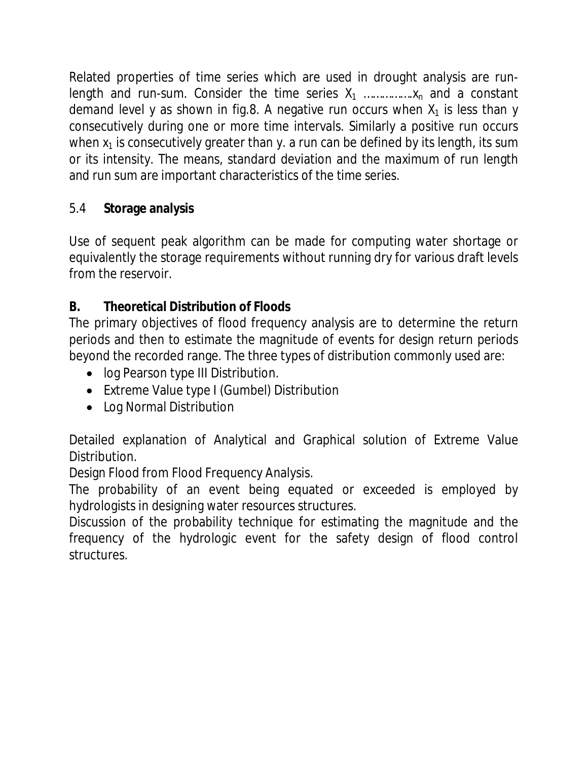Related properties of time series which are used in drought analysis are run-length and run-sum. Consider the time series $X_1$ ……………$x_n$ and a constant demand level y as shown in fig.8. A negative run occurs when $X_1$ is less than y consecutively during one or more time intervals. Similarly a positive run occurs when $x_1$ is consecutively greater than y. a run can be defined by its length, its sum or its intensity. The means, standard deviation and the maximum of run length and run sum are important characteristics of the time series.

## 5.4 **Storage analysis**

Use of sequent peak algorithm can be made for computing water shortage or equivalently the storage requirements without running dry for various draft levels from the reservoir.

## B. **Theoretical Distribution of Floods**

The primary objectives of flood frequency analysis are to determine the return periods and then to estimate the magnitude of events for design return periods beyond the recorded range. The three types of distribution commonly used are:

- log Pearson type III Distribution.
- Extreme Value type I (Gumbel) Distribution
- Log Normal Distribution

Detailed explanation of Analytical and Graphical solution of Extreme Value Distribution.

Design Flood from Flood Frequency Analysis.

The probability of an event being equated or exceeded is employed by hydrologists in designing water resources structures.

Discussion of the probability technique for estimating the magnitude and the frequency of the hydrologic event for the safety design of flood control structures.